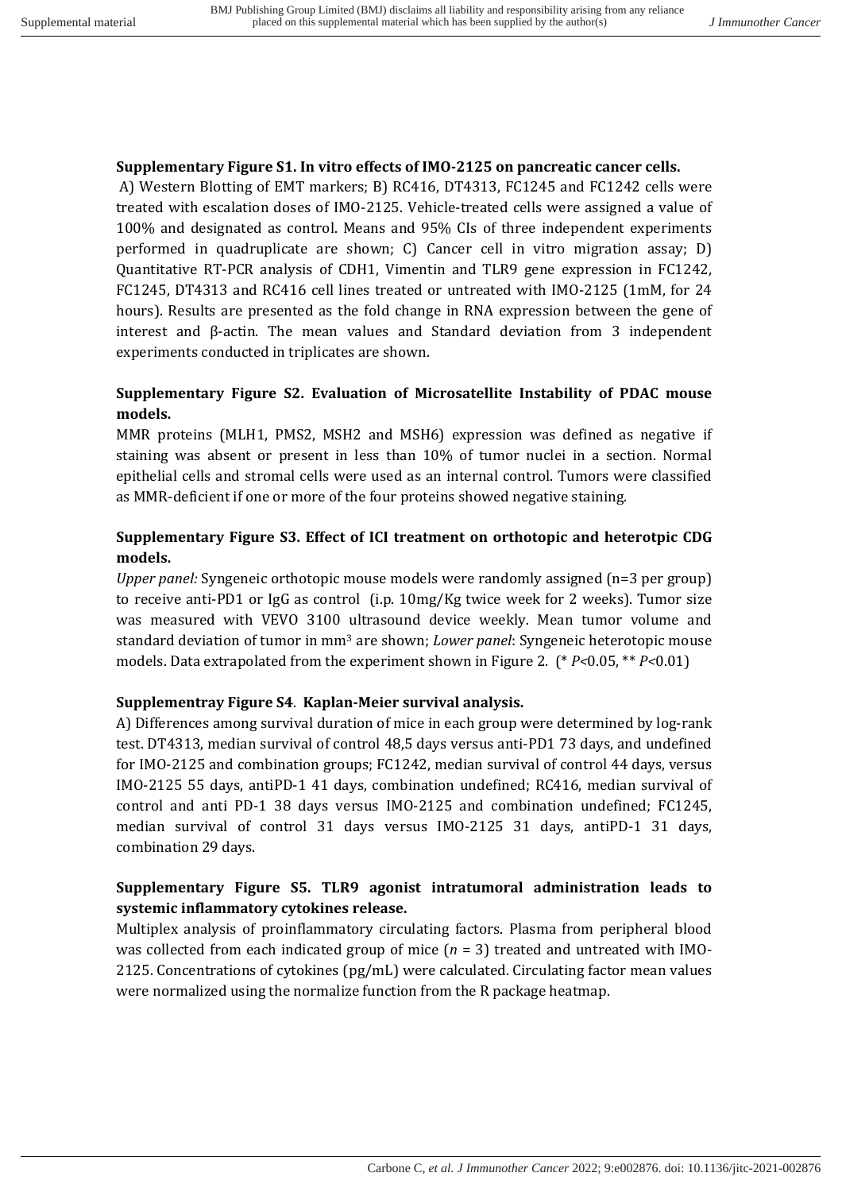**Supplementary Figure S1. In vitro effects of IMO-2125 on pancreatic cancer cells.**

A) Western Blotting of EMT markers; B) RC416, DT4313, FC1245 and FC1242 cells were treated with escalation doses of IMO-2125. Vehicle-treated cells were assigned a value of 100% and designated as control. Means and 95% CIs of three independent experiments performed in quadruplicate are shown; C) Cancer cell in vitro migration assay; D) Quantitative RT-PCR analysis of CDH1, Vimentin and TLR9 gene expression in FC1242, FC1245, DT4313 and RC416 cell lines treated or untreated with IMO-2125 (1mM, for 24 hours). Results are presented as the fold change in RNA expression between the gene of interest and β-actin. The mean values and Standard deviation from 3 independent experiments conducted in triplicates are shown.

**Supplementary Figure S2. Evaluation of Microsatellite Instability of PDAC mouse models.**

MMR proteins (MLH1, PMS2, MSH2 and MSH6) expression was defined as negative if staining was absent or present in less than 10% of tumor nuclei in a section. Normal epithelial cells and stromal cells were used as an internal control. Tumors were classified as MMR-deficient if one or more of the four proteins showed negative staining.

**Supplementary Figure S3. Effect of ICI treatment on orthotopic and heterotpic CDG models.**

*Upper panel:* Syngeneic orthotopic mouse models were randomly assigned (n=3 per group) to receive anti-PD1 or IgG as control (i.p. 10mg/Kg twice week for 2 weeks). Tumor size was measured with VEVO 3100 ultrasound device weekly. Mean tumor volume and standard deviation of tumor in $mm^3$ are shown; *Lower panel*: Syngeneic heterotopic mouse models. Data extrapolated from the experiment shown in Figure 2. (* $P<0.05$, ** $P<0.01$)

**Supplementray Figure S4**. **Kaplan-Meier survival analysis.**

A) Differences among survival duration of mice in each group were determined by log-rank test. DT4313, median survival of control 48,5 days versus anti-PD1 73 days, and undefined for IMO-2125 and combination groups; FC1242, median survival of control 44 days, versus IMO-2125 55 days, antiPD-1 41 days, combination undefined; RC416, median survival of control and anti PD-1 38 days versus IMO-2125 and combination undefined; FC1245, median survival of control 31 days versus IMO-2125 31 days, antiPD-1 31 days, combination 29 days.

**Supplementary Figure S5. TLR9 agonist intratumoral administration leads to systemic inflammatory cytokines release.**

Multiplex analysis of proinflammatory circulating factors. Plasma from peripheral blood was collected from each indicated group of mice ($n$ = 3) treated and untreated with IMO-2125. Concentrations of cytokines (pg/mL) were calculated. Circulating factor mean values were normalized using the normalize function from the R package heatmap.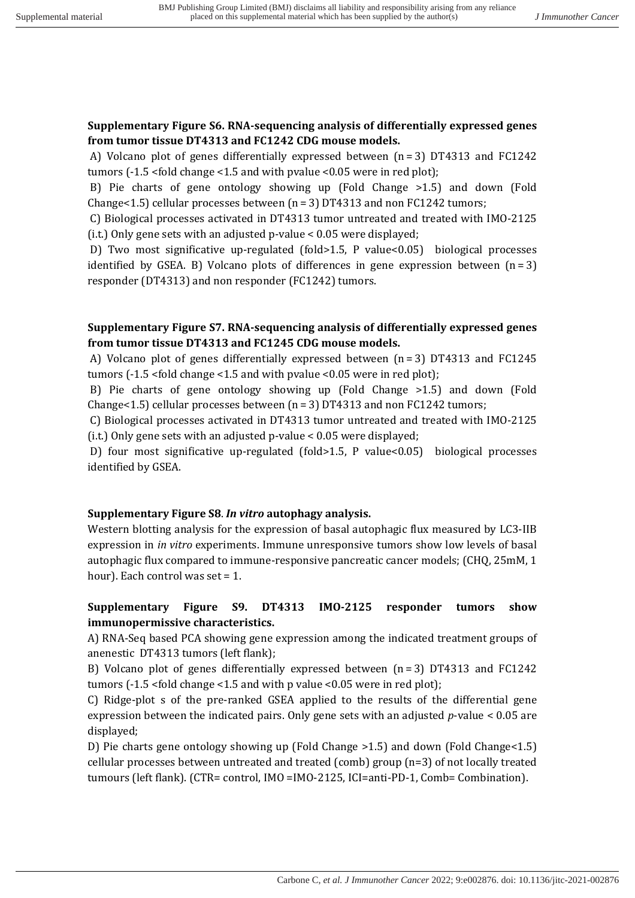**Supplementary Figure S6. RNA-sequencing analysis of differentially expressed genes from tumor tissue DT4313 and FC1242 CDG mouse models.**

A) Volcano plot of genes differentially expressed between (n = 3) DT4313 and FC1242 tumors (-1.5 <fold change <1.5 and with pvalue <0.05 were in red plot);

B) Pie charts of gene ontology showing up (Fold Change >1.5) and down (Fold Change<1.5) cellular processes between (n = 3) DT4313 and non FC1242 tumors;

C) Biological processes activated in DT4313 tumor untreated and treated with IMO-2125 (i.t.) Only gene sets with an adjusted p-value < 0.05 were displayed;

D) Two most significative up-regulated (fold>1.5, P value<0.05) biological processes identified by GSEA. B) Volcano plots of differences in gene expression between (n = 3) responder (DT4313) and non responder (FC1242) tumors.

**Supplementary Figure S7. RNA-sequencing analysis of differentially expressed genes from tumor tissue DT4313 and FC1245 CDG mouse models.**

A) Volcano plot of genes differentially expressed between (n = 3) DT4313 and FC1245 tumors (-1.5 <fold change <1.5 and with pvalue <0.05 were in red plot);

B) Pie charts of gene ontology showing up (Fold Change >1.5) and down (Fold Change<1.5) cellular processes between (n = 3) DT4313 and non FC1242 tumors;

C) Biological processes activated in DT4313 tumor untreated and treated with IMO-2125 (i.t.) Only gene sets with an adjusted p-value < 0.05 were displayed;

D) four most significative up-regulated (fold>1.5, P value<0.05) biological processes identified by GSEA.

**Supplementary Figure S8. *In vitro* autophagy analysis.**

Western blotting analysis for the expression of basal autophagic flux measured by LC3-IIB expression in *in vitro* experiments. Immune unresponsive tumors show low levels of basal autophagic flux compared to immune-responsive pancreatic cancer models; (CHQ, 25mM, 1 hour). Each control was set = 1.

**Supplementary Figure S9. DT4313 IMO-2125 responder tumors show immunopermissive characteristics.**

A) RNA-Seq based PCA showing gene expression among the indicated treatment groups of anenestic DT4313 tumors (left flank);

B) Volcano plot of genes differentially expressed between (n = 3) DT4313 and FC1242 tumors (-1.5 <fold change <1.5 and with p value <0.05 were in red plot);

C) Ridge-plot s of the pre-ranked GSEA applied to the results of the differential gene expression between the indicated pairs. Only gene sets with an adjusted *p*-value < 0.05 are displayed;

D) Pie charts gene ontology showing up (Fold Change >1.5) and down (Fold Change<1.5) cellular processes between untreated and treated (comb) group (n=3) of not locally treated tumours (left flank). (CTR= control, IMO =IMO-2125, ICI=anti-PD-1, Comb= Combination).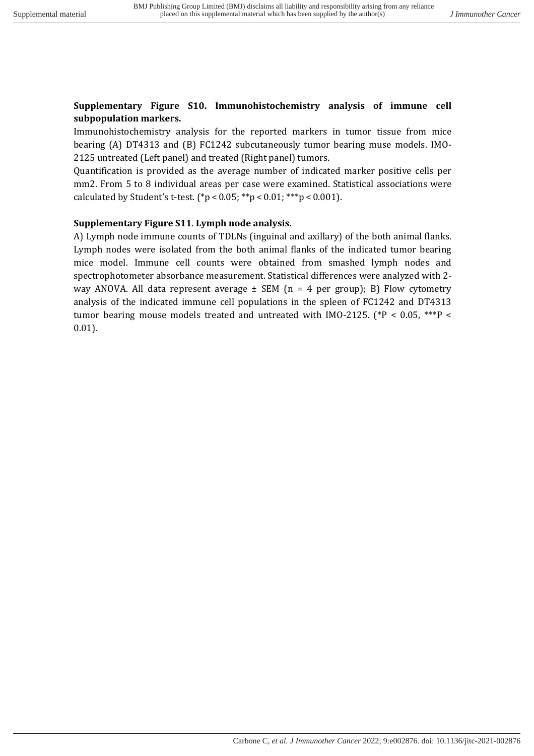**Supplementary Figure S10. Immunohistochemistry analysis of immune cell subpopulation markers.**

Immunohistochemistry analysis for the reported markers in tumor tissue from mice bearing (A) DT4313 and (B) FC1242 subcutaneously tumor bearing muse models. IMO-2125 untreated (Left panel) and treated (Right panel) tumors.

Quantification is provided as the average number of indicated marker positive cells per mm2. From 5 to 8 individual areas per case were examined. Statistical associations were calculated by Student's t-test. (\*p < 0.05; \*\*p < 0.01; \*\*\*p < 0.001).

**Supplementary Figure S11**. **Lymph node analysis.**

A) Lymph node immune counts of TDLNs (inguinal and axillary) of the both animal flanks. Lymph nodes were isolated from the both animal flanks of the indicated tumor bearing mice model. Immune cell counts were obtained from smashed lymph nodes and spectrophotometer absorbance measurement. Statistical differences were analyzed with 2-way ANOVA. All data represent average ± SEM (n = 4 per group); B) Flow cytometry analysis of the indicated immune cell populations in the spleen of FC1242 and DT4313 tumor bearing mouse models treated and untreated with IMO-2125. (\*P < 0.05, \*\*\*P < 0.01).